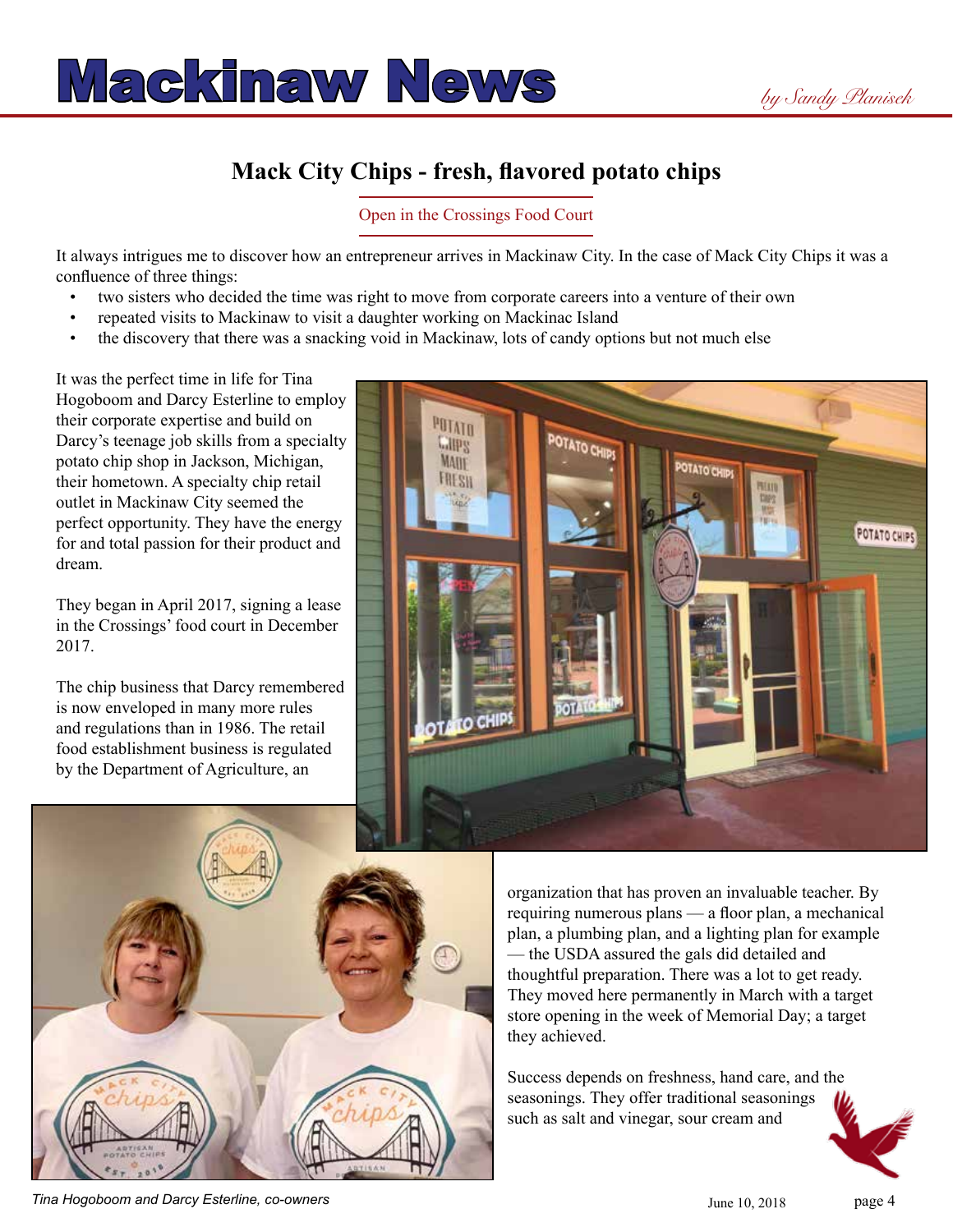# Mackinaw News

*by Sandy Planisek*

## Mack City Chips - fresh, flavored potato chips

Open in the Crossings Food Court

It always intrigues me to discover how an entrepreneur arrives in Mackinaw City. In the case of Mack City Chips it was a confluence of three things:

- two sisters who decided the time was right to move from corporate careers into a venture of their own
- repeated visits to Mackinaw to visit a daughter working on Mackinac Island
- the discovery that there was a snacking void in Mackinaw, lots of candy options but not much else

It was the perfect time in life for Tina Hogoboom and Darcy Esterline to employ their corporate expertise and build on Darcy's teenage job skills from a specialty potato chip shop in Jackson, Michigan, their hometown. A specialty chip retail outlet in Mackinaw City seemed the perfect opportunity. They have the energy for and total passion for their product and dream.

They began in April 2017, signing a lease in the Crossings' food court in December 2017.

The chip business that Darcy remembered is now enveloped in many more rules and regulations than in 1986. The retail food establishment business is regulated by the Department of Agriculture, an organization that has proven an invaluable teacher. By requiring numerous plans — a floor plan, a mechanical plan, a plumbing plan, and a lighting plan for example — the USDA assured the gals did detailed and thoughtful preparation. There was a lot to get ready. They moved here permanently in March with a target store opening in the week of Memorial Day; a target they achieved.

Success depends on freshness, hand care, and the seasonings. They offer traditional seasonings such as salt and vinegar, sour cream and

*Tina Hogoboom and Darcy Esterline, co-owners*

June 10, 2018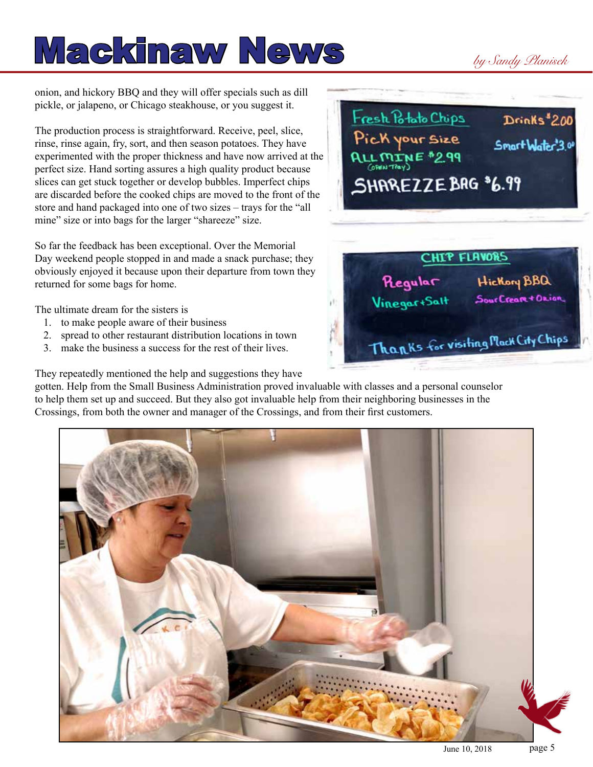onion, and hickory BBQ and they will offer specials such as dill pickle, or jalapeno, or Chicago steakhouse, or you suggest it.

The production process is straightforward. Receive, peel, slice, rinse, rinse again, fry, sort, and then season potatoes. They have experimented with the proper thickness and have now arrived at the perfect size. Hand sorting assures a high quality product because slices can get stuck together or develop bubbles. Imperfect chips are discarded before the cooked chips are moved to the front of the store and hand packaged into one of two sizes – trays for the "all mine" size or into bags for the larger "shareeze" size.

So far the feedback has been exceptional. Over the Memorial Day weekend people stopped in and made a snack purchase; they obviously enjoyed it because upon their departure from town they returned for some bags for home.

The ultimate dream for the sisters is

1. to make people aware of their business
2. spread to other restaurant distribution locations in town
3. make the business a success for the rest of their lives.

They repeatedly mentioned the help and suggestions they have gotten. Help from the Small Business Administration proved invaluable with classes and a personal counselor to help them set up and succeed. But they also got invaluable help from their neighboring businesses in the Crossings, from both the owner and manager of the Crossings, and from their first customers.